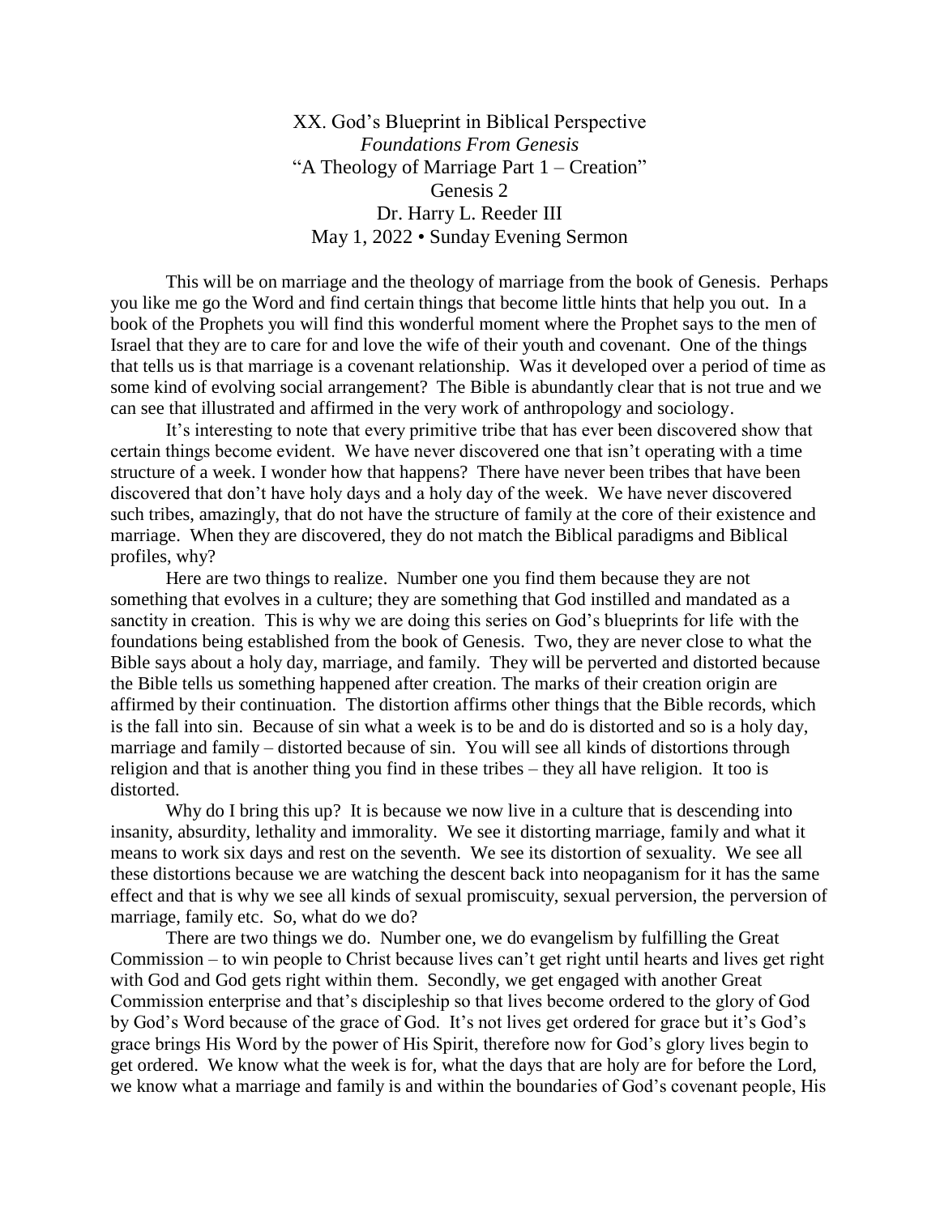XX. God's Blueprint in Biblical Perspective

*Foundations From Genesis*

"A Theology of Marriage Part 1 – Creation"

Genesis 2

Dr. Harry L. Reeder III

May 1, 2022 • Sunday Evening Sermon

This will be on marriage and the theology of marriage from the book of Genesis. Perhaps you like me go the Word and find certain things that become little hints that help you out. In a book of the Prophets you will find this wonderful moment where the Prophet says to the men of Israel that they are to care for and love the wife of their youth and covenant. One of the things that tells us is that marriage is a covenant relationship. Was it developed over a period of time as some kind of evolving social arrangement? The Bible is abundantly clear that is not true and we can see that illustrated and affirmed in the very work of anthropology and sociology.

It's interesting to note that every primitive tribe that has ever been discovered show that certain things become evident. We have never discovered one that isn't operating with a time structure of a week. I wonder how that happens? There have never been tribes that have been discovered that don't have holy days and a holy day of the week. We have never discovered such tribes, amazingly, that do not have the structure of family at the core of their existence and marriage. When they are discovered, they do not match the Biblical paradigms and Biblical profiles, why?

Here are two things to realize. Number one you find them because they are not something that evolves in a culture; they are something that God instilled and mandated as a sanctity in creation. This is why we are doing this series on God's blueprints for life with the foundations being established from the book of Genesis. Two, they are never close to what the Bible says about a holy day, marriage, and family. They will be perverted and distorted because the Bible tells us something happened after creation. The marks of their creation origin are affirmed by their continuation. The distortion affirms other things that the Bible records, which is the fall into sin. Because of sin what a week is to be and do is distorted and so is a holy day, marriage and family – distorted because of sin. You will see all kinds of distortions through religion and that is another thing you find in these tribes – they all have religion. It too is distorted.

Why do I bring this up? It is because we now live in a culture that is descending into insanity, absurdity, lethality and immorality. We see it distorting marriage, family and what it means to work six days and rest on the seventh. We see its distortion of sexuality. We see all these distortions because we are watching the descent back into neopaganism for it has the same effect and that is why we see all kinds of sexual promiscuity, sexual perversion, the perversion of marriage, family etc. So, what do we do?

There are two things we do. Number one, we do evangelism by fulfilling the Great Commission – to win people to Christ because lives can't get right until hearts and lives get right with God and God gets right within them. Secondly, we get engaged with another Great Commission enterprise and that's discipleship so that lives become ordered to the glory of God by God's Word because of the grace of God. It's not lives get ordered for grace but it's God's grace brings His Word by the power of His Spirit, therefore now for God's glory lives begin to get ordered. We know what the week is for, what the days that are holy are for before the Lord, we know what a marriage and family is and within the boundaries of God's covenant people, His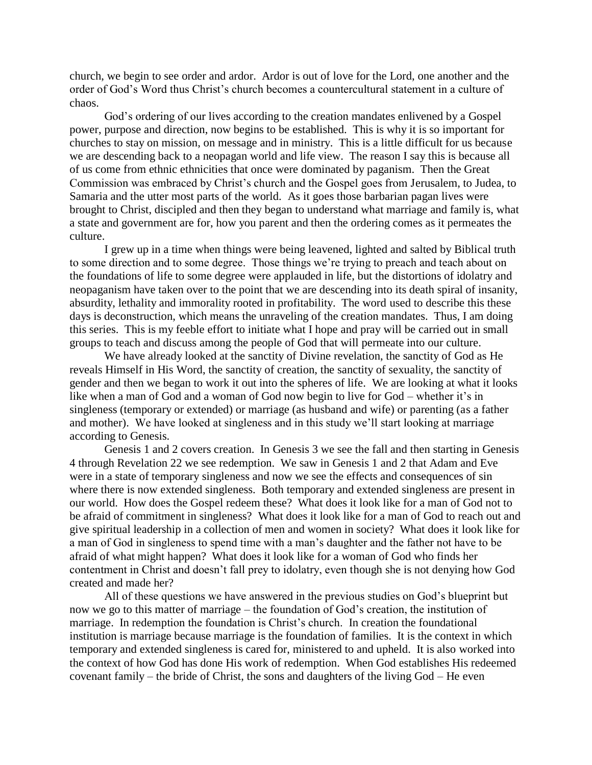church, we begin to see order and ardor. Ardor is out of love for the Lord, one another and the order of God's Word thus Christ's church becomes a countercultural statement in a culture of chaos.

God's ordering of our lives according to the creation mandates enlivened by a Gospel power, purpose and direction, now begins to be established. This is why it is so important for churches to stay on mission, on message and in ministry. This is a little difficult for us because we are descending back to a neopagan world and life view. The reason I say this is because all of us come from ethnic ethnicities that once were dominated by paganism. Then the Great Commission was embraced by Christ's church and the Gospel goes from Jerusalem, to Judea, to Samaria and the utter most parts of the world. As it goes those barbarian pagan lives were brought to Christ, discipled and then they began to understand what marriage and family is, what a state and government are for, how you parent and then the ordering comes as it permeates the culture.

I grew up in a time when things were being leavened, lighted and salted by Biblical truth to some direction and to some degree. Those things we're trying to preach and teach about on the foundations of life to some degree were applauded in life, but the distortions of idolatry and neopaganism have taken over to the point that we are descending into its death spiral of insanity, absurdity, lethality and immorality rooted in profitability. The word used to describe this these days is deconstruction, which means the unraveling of the creation mandates. Thus, I am doing this series. This is my feeble effort to initiate what I hope and pray will be carried out in small groups to teach and discuss among the people of God that will permeate into our culture.

We have already looked at the sanctity of Divine revelation, the sanctity of God as He reveals Himself in His Word, the sanctity of creation, the sanctity of sexuality, the sanctity of gender and then we began to work it out into the spheres of life. We are looking at what it looks like when a man of God and a woman of God now begin to live for God – whether it's in singleness (temporary or extended) or marriage (as husband and wife) or parenting (as a father and mother). We have looked at singleness and in this study we'll start looking at marriage according to Genesis.

Genesis 1 and 2 covers creation. In Genesis 3 we see the fall and then starting in Genesis 4 through Revelation 22 we see redemption. We saw in Genesis 1 and 2 that Adam and Eve were in a state of temporary singleness and now we see the effects and consequences of sin where there is now extended singleness. Both temporary and extended singleness are present in our world. How does the Gospel redeem these? What does it look like for a man of God not to be afraid of commitment in singleness? What does it look like for a man of God to reach out and give spiritual leadership in a collection of men and women in society? What does it look like for a man of God in singleness to spend time with a man's daughter and the father not have to be afraid of what might happen? What does it look like for a woman of God who finds her contentment in Christ and doesn't fall prey to idolatry, even though she is not denying how God created and made her?

All of these questions we have answered in the previous studies on God's blueprint but now we go to this matter of marriage – the foundation of God's creation, the institution of marriage. In redemption the foundation is Christ's church. In creation the foundational institution is marriage because marriage is the foundation of families. It is the context in which temporary and extended singleness is cared for, ministered to and upheld. It is also worked into the context of how God has done His work of redemption. When God establishes His redeemed covenant family – the bride of Christ, the sons and daughters of the living God – He even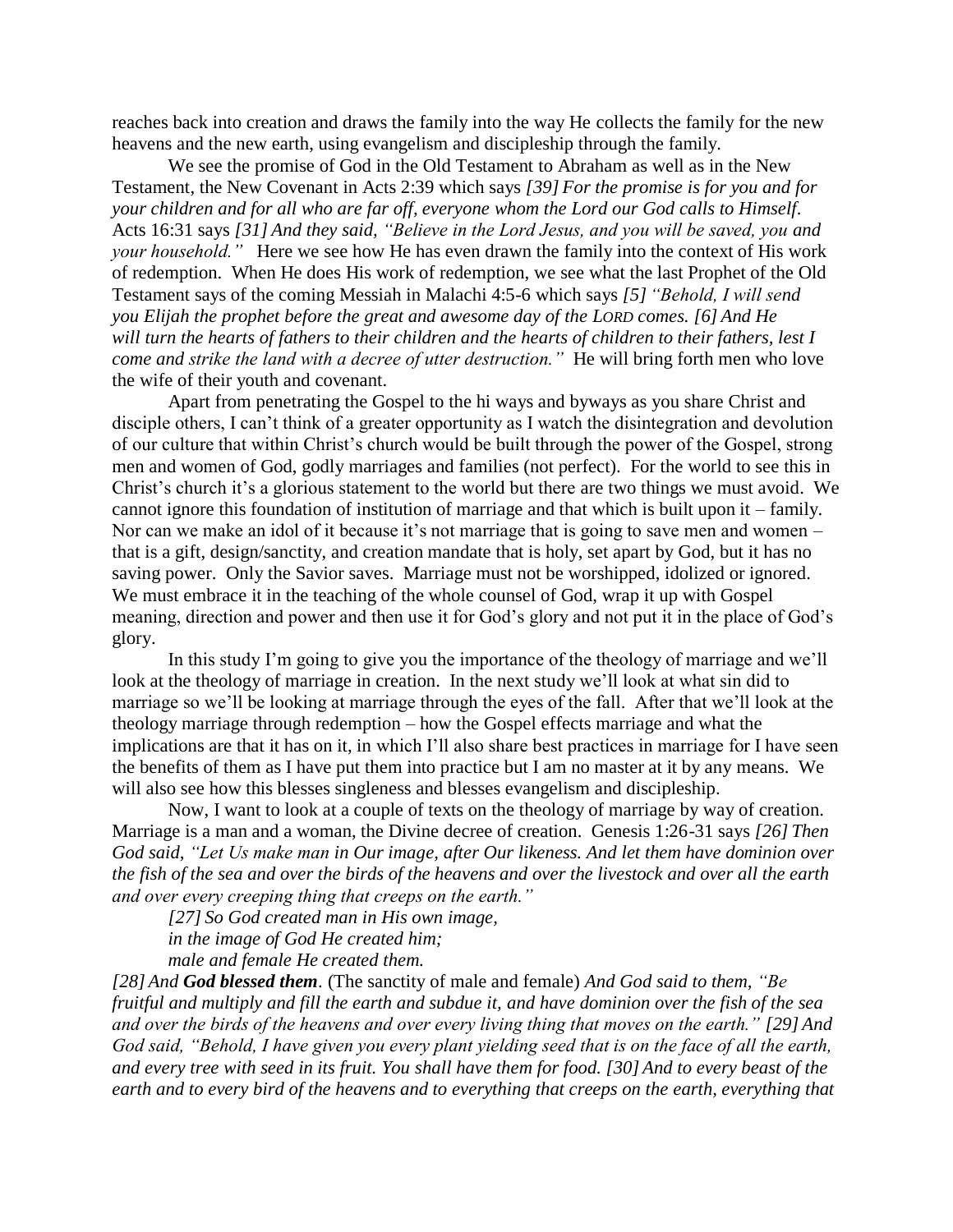reaches back into creation and draws the family into the way He collects the family for the new heavens and the new earth, using evangelism and discipleship through the family.

We see the promise of God in the Old Testament to Abraham as well as in the New Testament, the New Covenant in Acts 2:39 which says *[39] For the promise is for you and for your children and for all who are far off, everyone whom the Lord our God calls to Himself*. Acts 16:31 says *[31] And they said, "Believe in the Lord Jesus, and you will be saved, you and your household."* Here we see how He has even drawn the family into the context of His work of redemption. When He does His work of redemption, we see what the last Prophet of the Old Testament says of the coming Messiah in Malachi 4:5-6 which says *[5] "Behold, I will send you Elijah the prophet before the great and awesome day of the LORD comes. [6] And He will turn the hearts of fathers to their children and the hearts of children to their fathers, lest I come and strike the land with a decree of utter destruction."* He will bring forth men who love the wife of their youth and covenant.

Apart from penetrating the Gospel to the hi ways and byways as you share Christ and disciple others, I can't think of a greater opportunity as I watch the disintegration and devolution of our culture that within Christ's church would be built through the power of the Gospel, strong men and women of God, godly marriages and families (not perfect). For the world to see this in Christ's church it's a glorious statement to the world but there are two things we must avoid. We cannot ignore this foundation of institution of marriage and that which is built upon it – family. Nor can we make an idol of it because it's not marriage that is going to save men and women – that is a gift, design/sanctity, and creation mandate that is holy, set apart by God, but it has no saving power. Only the Savior saves. Marriage must not be worshipped, idolized or ignored. We must embrace it in the teaching of the whole counsel of God, wrap it up with Gospel meaning, direction and power and then use it for God's glory and not put it in the place of God's glory.

In this study I'm going to give you the importance of the theology of marriage and we'll look at the theology of marriage in creation. In the next study we'll look at what sin did to marriage so we'll be looking at marriage through the eyes of the fall. After that we'll look at the theology marriage through redemption – how the Gospel effects marriage and what the implications are that it has on it, in which I'll also share best practices in marriage for I have seen the benefits of them as I have put them into practice but I am no master at it by any means. We will also see how this blesses singleness and blesses evangelism and discipleship.

Now, I want to look at a couple of texts on the theology of marriage by way of creation. Marriage is a man and a woman, the Divine decree of creation. Genesis 1:26-31 says *[26] Then God said, "Let Us make man in Our image, after Our likeness. And let them have dominion over the fish of the sea and over the birds of the heavens and over the livestock and over all the earth and over every creeping thing that creeps on the earth."*

*[27] So God created man in His own image,*
*in the image of God He created him;*
*male and female He created them.*

*[28] And **God blessed them**.* (The sanctity of male and female) *And God said to them, "Be fruitful and multiply and fill the earth and subdue it, and have dominion over the fish of the sea and over the birds of the heavens and over every living thing that moves on the earth." [29] And God said, "Behold, I have given you every plant yielding seed that is on the face of all the earth, and every tree with seed in its fruit. You shall have them for food. [30] And to every beast of the earth and to every bird of the heavens and to everything that creeps on the earth, everything that*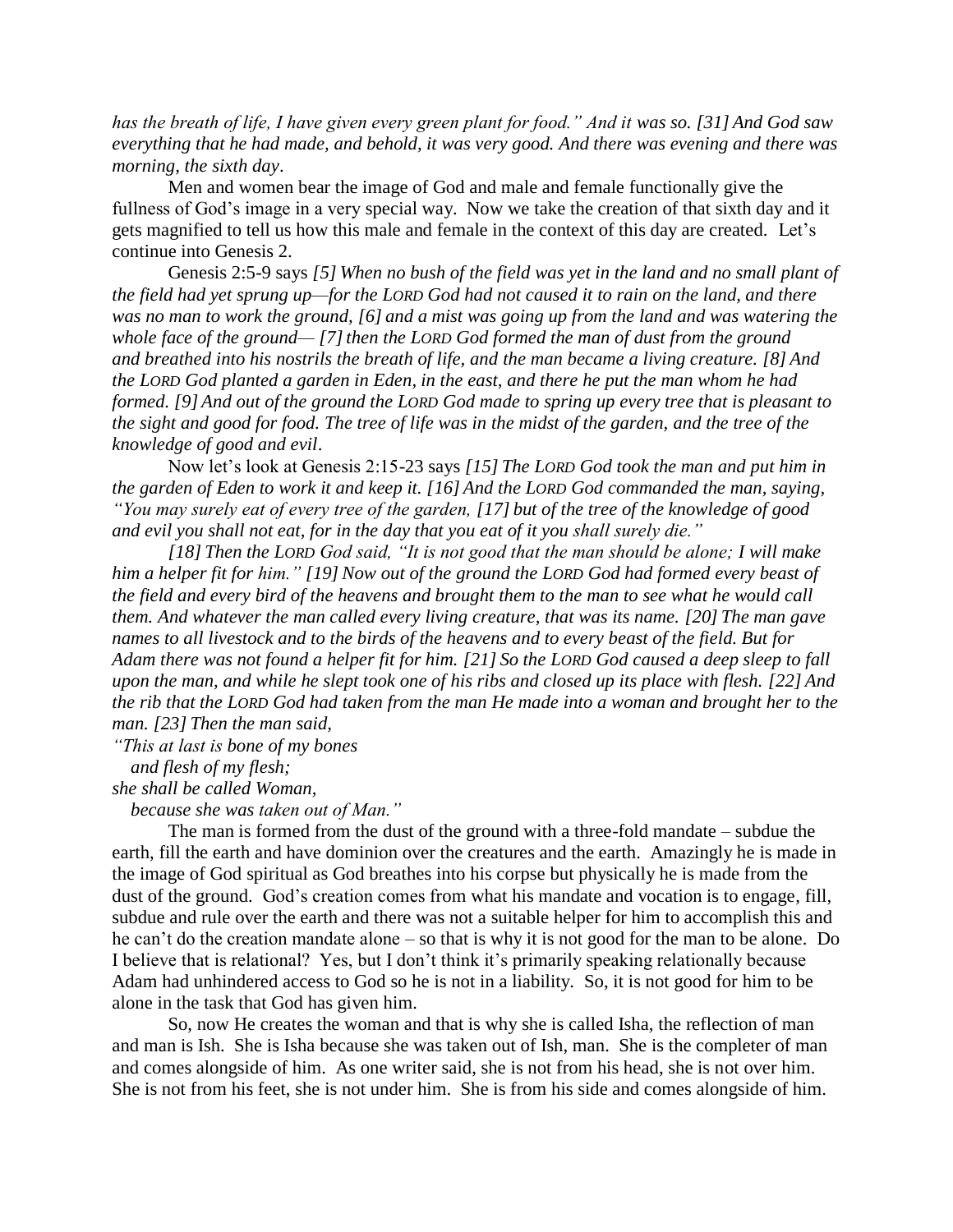*has the breath of life, I have given every green plant for food." And it was so. [31] And God saw everything that he had made, and behold, it was very good. And there was evening and there was morning, the sixth day*.

Men and women bear the image of God and male and female functionally give the fullness of God's image in a very special way. Now we take the creation of that sixth day and it gets magnified to tell us how this male and female in the context of this day are created. Let's continue into Genesis 2.

Genesis 2:5-9 says *[5] When no bush of the field was yet in the land and no small plant of the field had yet sprung up—for the LORD God had not caused it to rain on the land, and there was no man to work the ground, [6] and a mist was going up from the land and was watering the whole face of the ground— [7] then the LORD God formed the man of dust from the ground and breathed into his nostrils the breath of life, and the man became a living creature. [8] And the LORD God planted a garden in Eden, in the east, and there he put the man whom he had formed. [9] And out of the ground the LORD God made to spring up every tree that is pleasant to the sight and good for food. The tree of life was in the midst of the garden, and the tree of the knowledge of good and evil*.

Now let's look at Genesis 2:15-23 says *[15] The LORD God took the man and put him in the garden of Eden to work it and keep it. [16] And the LORD God commanded the man, saying, "You may surely eat of every tree of the garden, [17] but of the tree of the knowledge of good and evil you shall not eat, for in the day that you eat of it you shall surely die."*

*[18] Then the LORD God said, "It is not good that the man should be alone; I will make him a helper fit for him." [19] Now out of the ground the LORD God had formed every beast of the field and every bird of the heavens and brought them to the man to see what he would call them. And whatever the man called every living creature, that was its name. [20] The man gave names to all livestock and to the birds of the heavens and to every beast of the field. But for Adam there was not found a helper fit for him. [21] So the LORD God caused a deep sleep to fall upon the man, and while he slept took one of his ribs and closed up its place with flesh. [22] And the rib that the LORD God had taken from the man He made into a woman and brought her to the man. [23] Then the man said,*

*"This at last is bone of my bones*
*and flesh of my flesh;*
*she shall be called Woman,*
*because she was taken out of Man."*

The man is formed from the dust of the ground with a three-fold mandate – subdue the earth, fill the earth and have dominion over the creatures and the earth. Amazingly he is made in the image of God spiritual as God breathes into his corpse but physically he is made from the dust of the ground. God's creation comes from what his mandate and vocation is to engage, fill, subdue and rule over the earth and there was not a suitable helper for him to accomplish this and he can't do the creation mandate alone – so that is why it is not good for the man to be alone. Do I believe that is relational? Yes, but I don't think it's primarily speaking relationally because Adam had unhindered access to God so he is not in a liability. So, it is not good for him to be alone in the task that God has given him.

So, now He creates the woman and that is why she is called Isha, the reflection of man and man is Ish. She is Isha because she was taken out of Ish, man. She is the completer of man and comes alongside of him. As one writer said, she is not from his head, she is not over him. She is not from his feet, she is not under him. She is from his side and comes alongside of him.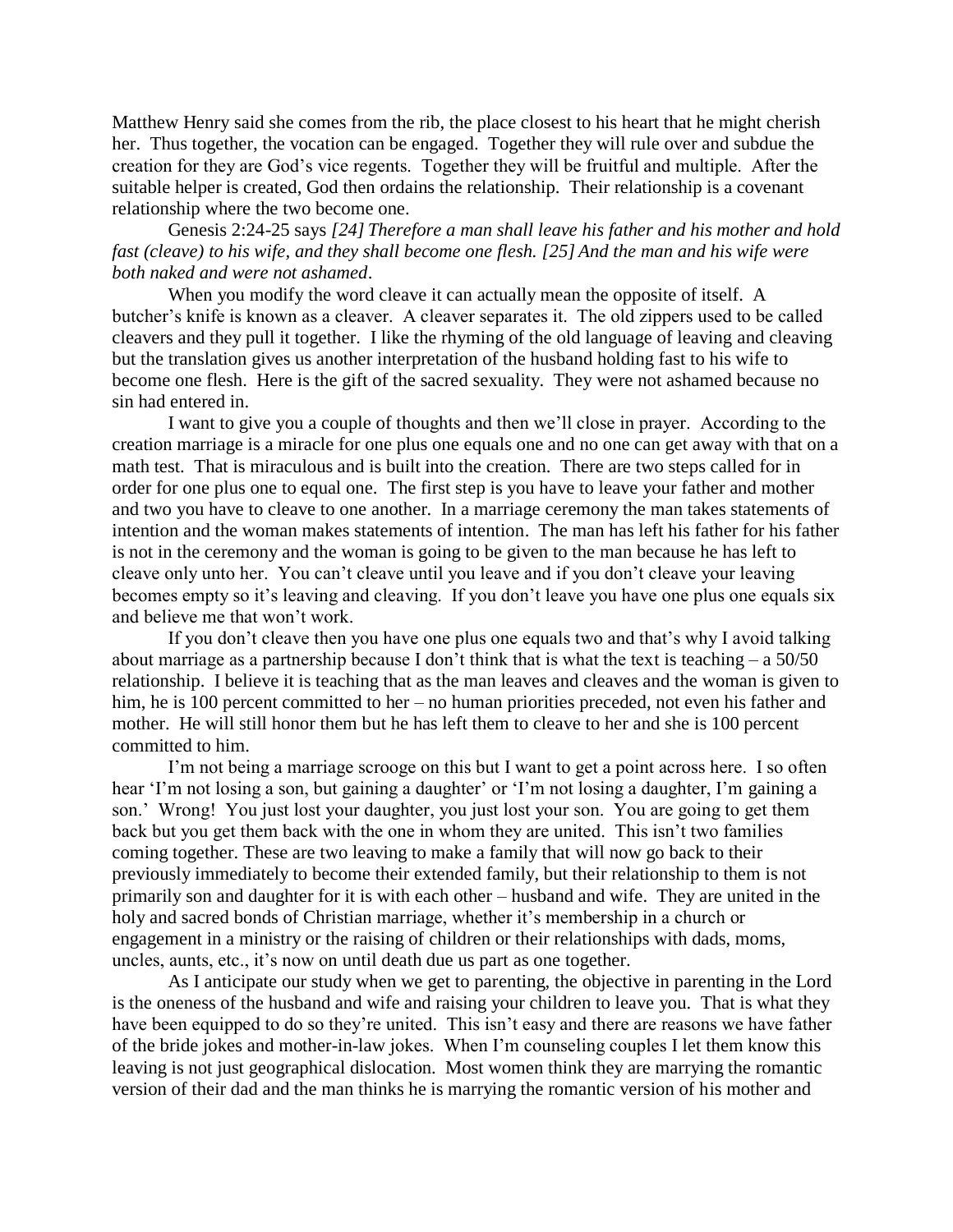Matthew Henry said she comes from the rib, the place closest to his heart that he might cherish her. Thus together, the vocation can be engaged. Together they will rule over and subdue the creation for they are God's vice regents. Together they will be fruitful and multiple. After the suitable helper is created, God then ordains the relationship. Their relationship is a covenant relationship where the two become one.

Genesis 2:24-25 says *[24] Therefore a man shall leave his father and his mother and hold fast (cleave) to his wife, and they shall become one flesh. [25] And the man and his wife were both naked and were not ashamed*.

When you modify the word cleave it can actually mean the opposite of itself. A butcher's knife is known as a cleaver. A cleaver separates it. The old zippers used to be called cleavers and they pull it together. I like the rhyming of the old language of leaving and cleaving but the translation gives us another interpretation of the husband holding fast to his wife to become one flesh. Here is the gift of the sacred sexuality. They were not ashamed because no sin had entered in.

I want to give you a couple of thoughts and then we'll close in prayer. According to the creation marriage is a miracle for one plus one equals one and no one can get away with that on a math test. That is miraculous and is built into the creation. There are two steps called for in order for one plus one to equal one. The first step is you have to leave your father and mother and two you have to cleave to one another. In a marriage ceremony the man takes statements of intention and the woman makes statements of intention. The man has left his father for his father is not in the ceremony and the woman is going to be given to the man because he has left to cleave only unto her. You can't cleave until you leave and if you don't cleave your leaving becomes empty so it's leaving and cleaving. If you don't leave you have one plus one equals six and believe me that won't work.

If you don't cleave then you have one plus one equals two and that's why I avoid talking about marriage as a partnership because I don't think that is what the text is teaching – a 50/50 relationship. I believe it is teaching that as the man leaves and cleaves and the woman is given to him, he is 100 percent committed to her – no human priorities preceded, not even his father and mother. He will still honor them but he has left them to cleave to her and she is 100 percent committed to him.

I'm not being a marriage scrooge on this but I want to get a point across here. I so often hear 'I'm not losing a son, but gaining a daughter' or 'I'm not losing a daughter, I'm gaining a son.' Wrong! You just lost your daughter, you just lost your son. You are going to get them back but you get them back with the one in whom they are united. This isn't two families coming together. These are two leaving to make a family that will now go back to their previously immediately to become their extended family, but their relationship to them is not primarily son and daughter for it is with each other – husband and wife. They are united in the holy and sacred bonds of Christian marriage, whether it's membership in a church or engagement in a ministry or the raising of children or their relationships with dads, moms, uncles, aunts, etc., it's now on until death due us part as one together.

As I anticipate our study when we get to parenting, the objective in parenting in the Lord is the oneness of the husband and wife and raising your children to leave you. That is what they have been equipped to do so they're united. This isn't easy and there are reasons we have father of the bride jokes and mother-in-law jokes. When I'm counseling couples I let them know this leaving is not just geographical dislocation. Most women think they are marrying the romantic version of their dad and the man thinks he is marrying the romantic version of his mother and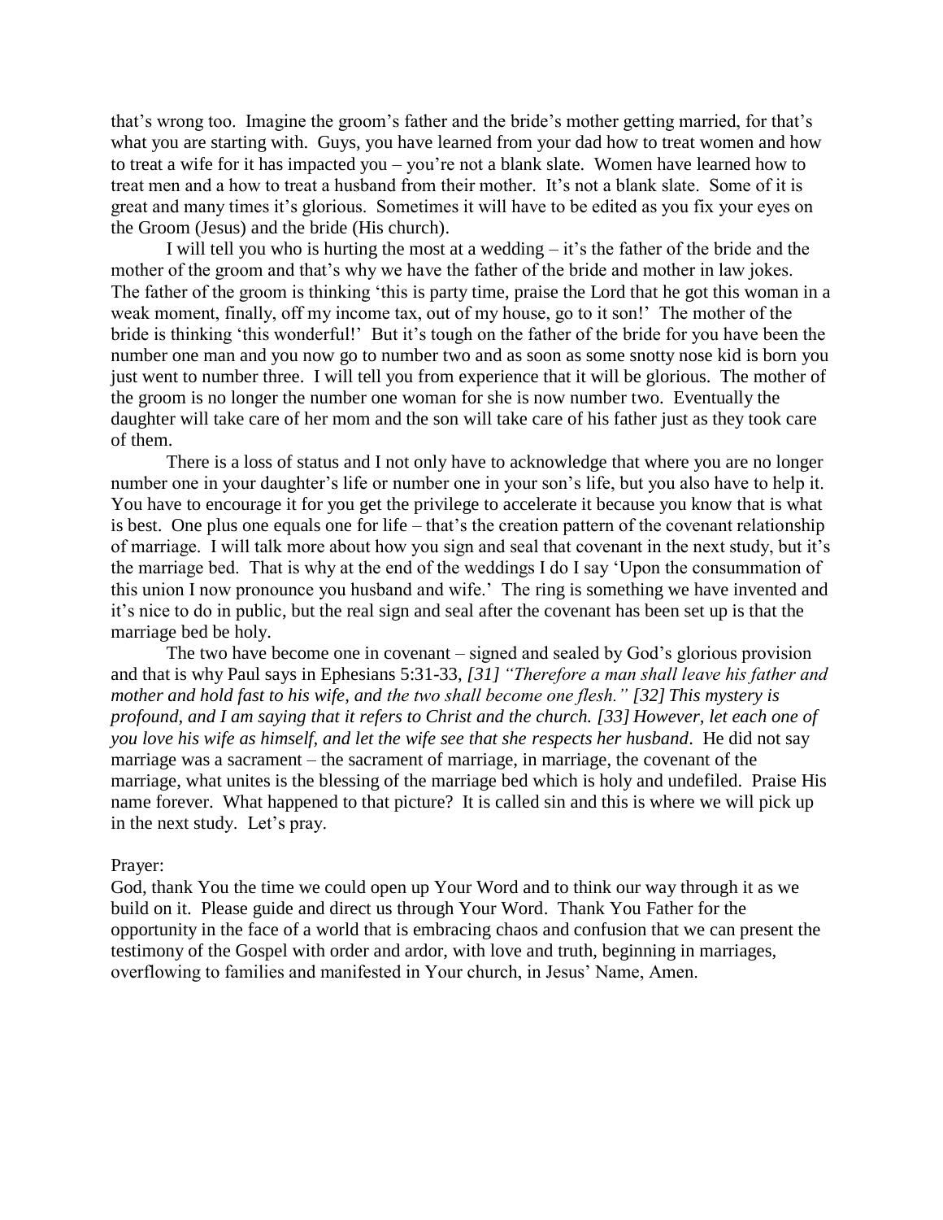that's wrong too. Imagine the groom's father and the bride's mother getting married, for that's what you are starting with. Guys, you have learned from your dad how to treat women and how to treat a wife for it has impacted you – you're not a blank slate. Women have learned how to treat men and a how to treat a husband from their mother. It's not a blank slate. Some of it is great and many times it's glorious. Sometimes it will have to be edited as you fix your eyes on the Groom (Jesus) and the bride (His church).

I will tell you who is hurting the most at a wedding – it's the father of the bride and the mother of the groom and that's why we have the father of the bride and mother in law jokes. The father of the groom is thinking 'this is party time, praise the Lord that he got this woman in a weak moment, finally, off my income tax, out of my house, go to it son!' The mother of the bride is thinking 'this wonderful!' But it's tough on the father of the bride for you have been the number one man and you now go to number two and as soon as some snotty nose kid is born you just went to number three. I will tell you from experience that it will be glorious. The mother of the groom is no longer the number one woman for she is now number two. Eventually the daughter will take care of her mom and the son will take care of his father just as they took care of them.

There is a loss of status and I not only have to acknowledge that where you are no longer number one in your daughter's life or number one in your son's life, but you also have to help it. You have to encourage it for you get the privilege to accelerate it because you know that is what is best. One plus one equals one for life – that's the creation pattern of the covenant relationship of marriage. I will talk more about how you sign and seal that covenant in the next study, but it's the marriage bed. That is why at the end of the weddings I do I say 'Upon the consummation of this union I now pronounce you husband and wife.' The ring is something we have invented and it's nice to do in public, but the real sign and seal after the covenant has been set up is that the marriage bed be holy.

The two have become one in covenant – signed and sealed by God's glorious provision and that is why Paul says in Ephesians 5:31-33, *[31] "Therefore a man shall leave his father and mother and hold fast to his wife, and the two shall become one flesh." [32] This mystery is profound, and I am saying that it refers to Christ and the church. [33] However, let each one of you love his wife as himself, and let the wife see that she respects her husband*. He did not say marriage was a sacrament – the sacrament of marriage, in marriage, the covenant of the marriage, what unites is the blessing of the marriage bed which is holy and undefiled. Praise His name forever. What happened to that picture? It is called sin and this is where we will pick up in the next study. Let's pray.

Prayer:
God, thank You the time we could open up Your Word and to think our way through it as we build on it. Please guide and direct us through Your Word. Thank You Father for the opportunity in the face of a world that is embracing chaos and confusion that we can present the testimony of the Gospel with order and ardor, with love and truth, beginning in marriages, overflowing to families and manifested in Your church, in Jesus' Name, Amen.